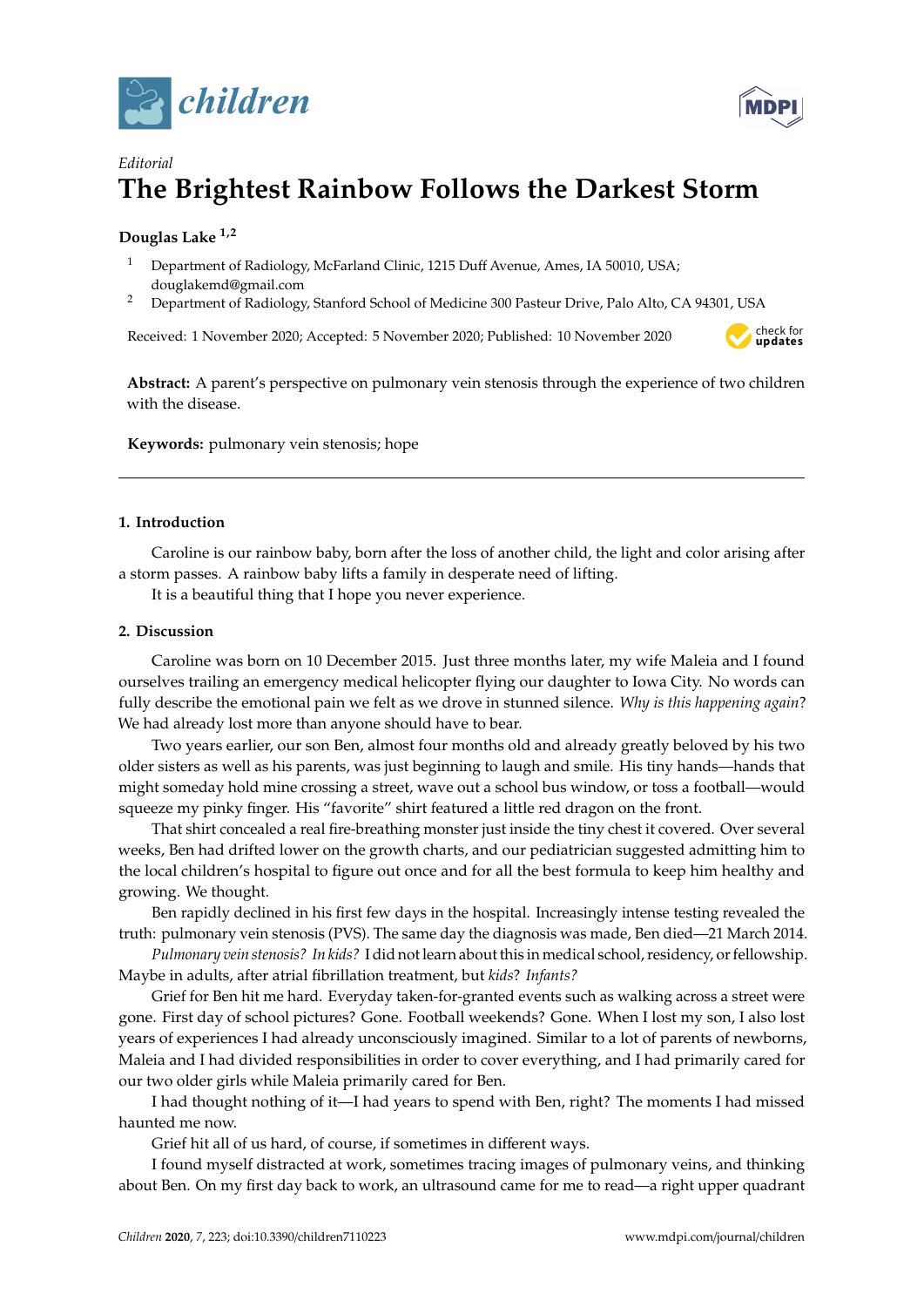*Editorial*

# The Brightest Rainbow Follows the Darkest Storm

**Douglas Lake** [1,2]

[1] Department of Radiology, McFarland Clinic, 1215 Duff Avenue, Ames, IA 50010, USA; douglakemd@gmail.com

[2] Department of Radiology, Stanford School of Medicine 300 Pasteur Drive, Palo Alto, CA 94301, USA

Received: 1 November 2020; Accepted: 5 November 2020; Published: 10 November 2020

**Abstract:** A parent's perspective on pulmonary vein stenosis through the experience of two children with the disease.

**Keywords:** pulmonary vein stenosis; hope

## 1. Introduction

Caroline is our rainbow baby, born after the loss of another child, the light and color arising after a storm passes. A rainbow baby lifts a family in desperate need of lifting.

It is a beautiful thing that I hope you never experience.

## 2. Discussion

Caroline was born on 10 December 2015. Just three months later, my wife Maleia and I found ourselves trailing an emergency medical helicopter flying our daughter to Iowa City. No words can fully describe the emotional pain we felt as we drove in stunned silence. *Why is this happening again*? We had already lost more than anyone should have to bear.

Two years earlier, our son Ben, almost four months old and already greatly beloved by his two older sisters as well as his parents, was just beginning to laugh and smile. His tiny hands—hands that might someday hold mine crossing a street, wave out a school bus window, or toss a football—would squeeze my pinky finger. His "favorite" shirt featured a little red dragon on the front.

That shirt concealed a real fire-breathing monster just inside the tiny chest it covered. Over several weeks, Ben had drifted lower on the growth charts, and our pediatrician suggested admitting him to the local children's hospital to figure out once and for all the best formula to keep him healthy and growing. We thought.

Ben rapidly declined in his first few days in the hospital. Increasingly intense testing revealed the truth: pulmonary vein stenosis (PVS). The same day the diagnosis was made, Ben died—21 March 2014.

*Pulmonary vein stenosis? In kids?* I did not learn about this in medical school, residency, or fellowship. Maybe in adults, after atrial fibrillation treatment, but *kids*? *Infants?*

Grief for Ben hit me hard. Everyday taken-for-granted events such as walking across a street were gone. First day of school pictures? Gone. Football weekends? Gone. When I lost my son, I also lost years of experiences I had already unconsciously imagined. Similar to a lot of parents of newborns, Maleia and I had divided responsibilities in order to cover everything, and I had primarily cared for our two older girls while Maleia primarily cared for Ben.

I had thought nothing of it—I had years to spend with Ben, right? The moments I had missed haunted me now.

Grief hit all of us hard, of course, if sometimes in different ways.

I found myself distracted at work, sometimes tracing images of pulmonary veins, and thinking about Ben. On my first day back to work, an ultrasound came for me to read—a right upper quadrant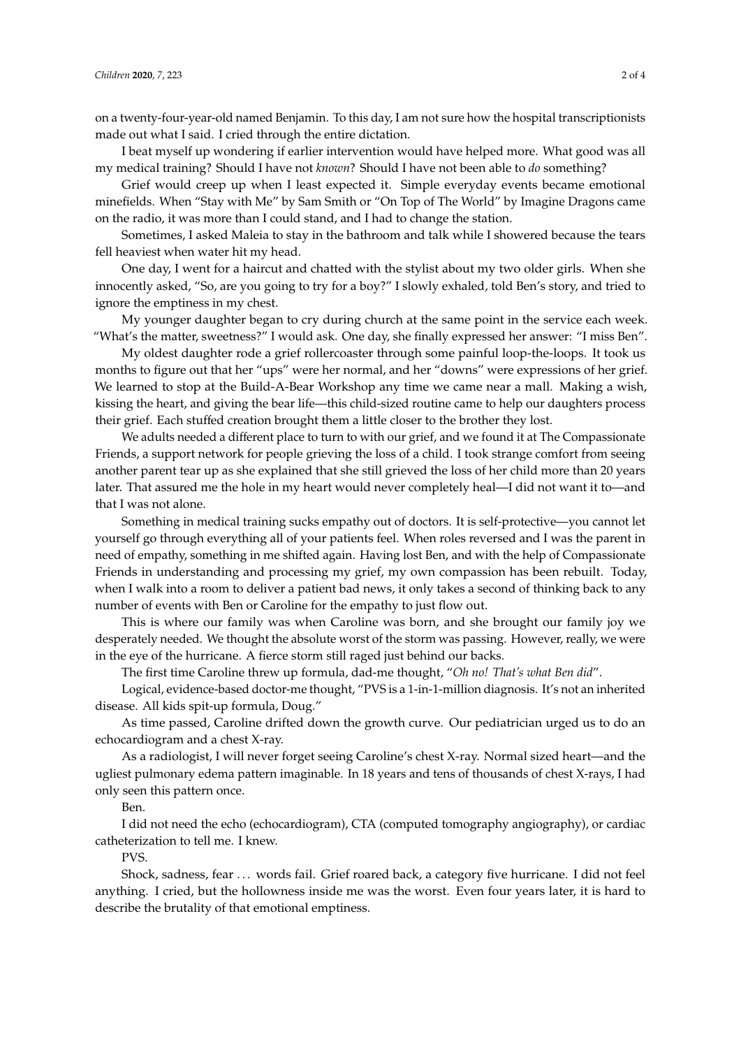on a twenty-four-year-old named Benjamin. To this day, I am not sure how the hospital transcriptionists made out what I said. I cried through the entire dictation.

I beat myself up wondering if earlier intervention would have helped more. What good was all my medical training? Should I have not *known*? Should I have not been able to *do* something?

Grief would creep up when I least expected it. Simple everyday events became emotional minefields. When "Stay with Me" by Sam Smith or "On Top of The World" by Imagine Dragons came on the radio, it was more than I could stand, and I had to change the station.

Sometimes, I asked Maleia to stay in the bathroom and talk while I showered because the tears fell heaviest when water hit my head.

One day, I went for a haircut and chatted with the stylist about my two older girls. When she innocently asked, "So, are you going to try for a boy?" I slowly exhaled, told Ben's story, and tried to ignore the emptiness in my chest.

My younger daughter began to cry during church at the same point in the service each week. "What's the matter, sweetness?" I would ask. One day, she finally expressed her answer: "I miss Ben".

My oldest daughter rode a grief rollercoaster through some painful loop-the-loops. It took us months to figure out that her "ups" were her normal, and her "downs" were expressions of her grief. We learned to stop at the Build-A-Bear Workshop any time we came near a mall. Making a wish, kissing the heart, and giving the bear life—this child-sized routine came to help our daughters process their grief. Each stuffed creation brought them a little closer to the brother they lost.

We adults needed a different place to turn to with our grief, and we found it at The Compassionate Friends, a support network for people grieving the loss of a child. I took strange comfort from seeing another parent tear up as she explained that she still grieved the loss of her child more than 20 years later. That assured me the hole in my heart would never completely heal—I did not want it to—and that I was not alone.

Something in medical training sucks empathy out of doctors. It is self-protective—you cannot let yourself go through everything all of your patients feel. When roles reversed and I was the parent in need of empathy, something in me shifted again. Having lost Ben, and with the help of Compassionate Friends in understanding and processing my grief, my own compassion has been rebuilt. Today, when I walk into a room to deliver a patient bad news, it only takes a second of thinking back to any number of events with Ben or Caroline for the empathy to just flow out.

This is where our family was when Caroline was born, and she brought our family joy we desperately needed. We thought the absolute worst of the storm was passing. However, really, we were in the eye of the hurricane. A fierce storm still raged just behind our backs.

The first time Caroline threw up formula, dad-me thought, "*Oh no! That's what Ben did*".

Logical, evidence-based doctor-me thought, "PVS is a 1-in-1-million diagnosis. It's not an inherited disease. All kids spit-up formula, Doug."

As time passed, Caroline drifted down the growth curve. Our pediatrician urged us to do an echocardiogram and a chest X-ray.

As a radiologist, I will never forget seeing Caroline's chest X-ray. Normal sized heart—and the ugliest pulmonary edema pattern imaginable. In 18 years and tens of thousands of chest X-rays, I had only seen this pattern once.

Ben.

I did not need the echo (echocardiogram), CTA (computed tomography angiography), or cardiac catheterization to tell me. I knew.

PVS.

Shock, sadness, fear ... words fail. Grief roared back, a category five hurricane. I did not feel anything. I cried, but the hollowness inside me was the worst. Even four years later, it is hard to describe the brutality of that emotional emptiness.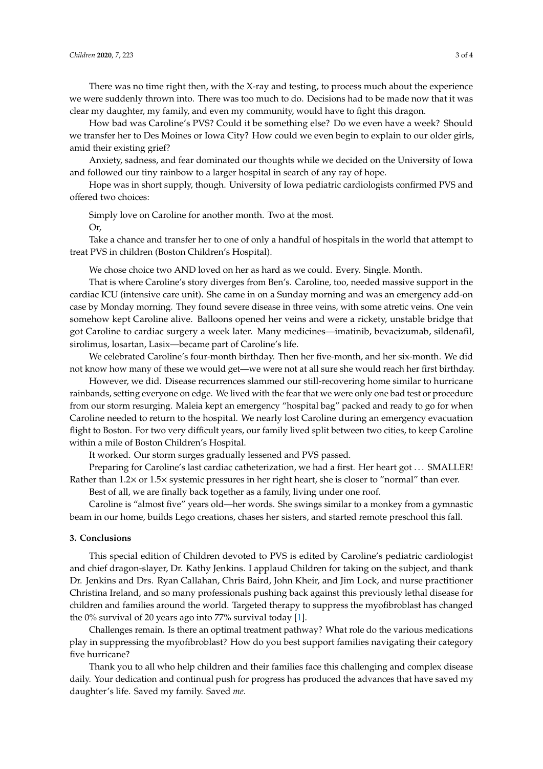There was no time right then, with the X-ray and testing, to process much about the experience we were suddenly thrown into. There was too much to do. Decisions had to be made now that it was clear my daughter, my family, and even my community, would have to fight this dragon.

How bad was Caroline's PVS? Could it be something else? Do we even have a week? Should we transfer her to Des Moines or Iowa City? How could we even begin to explain to our older girls, amid their existing grief?

Anxiety, sadness, and fear dominated our thoughts while we decided on the University of Iowa and followed our tiny rainbow to a larger hospital in search of any ray of hope.

Hope was in short supply, though. University of Iowa pediatric cardiologists confirmed PVS and offered two choices:

> Simply love on Caroline for another month. Two at the most.
>
> Or,
>
> Take a chance and transfer her to one of only a handful of hospitals in the world that attempt to treat PVS in children (Boston Children's Hospital).

We chose choice two AND loved on her as hard as we could. Every. Single. Month.

That is where Caroline's story diverges from Ben's. Caroline, too, needed massive support in the cardiac ICU (intensive care unit). She came in on a Sunday morning and was an emergency add-on case by Monday morning. They found severe disease in three veins, with some atretic veins. One vein somehow kept Caroline alive. Balloons opened her veins and were a rickety, unstable bridge that got Caroline to cardiac surgery a week later. Many medicines—imatinib, bevacizumab, sildenafil, sirolimus, losartan, Lasix—became part of Caroline's life.

We celebrated Caroline's four-month birthday. Then her five-month, and her six-month. We did not know how many of these we would get—we were not at all sure she would reach her first birthday.

However, we did. Disease recurrences slammed our still-recovering home similar to hurricane rainbands, setting everyone on edge. We lived with the fear that we were only one bad test or procedure from our storm resurging. Maleia kept an emergency "hospital bag" packed and ready to go for when Caroline needed to return to the hospital. We nearly lost Caroline during an emergency evacuation flight to Boston. For two very difficult years, our family lived split between two cities, to keep Caroline within a mile of Boston Children's Hospital.

It worked. Our storm surges gradually lessened and PVS passed.

Preparing for Caroline's last cardiac catheterization, we had a first. Her heart got … SMALLER! Rather than 1.2× or 1.5× systemic pressures in her right heart, she is closer to "normal" than ever.

Best of all, we are finally back together as a family, living under one roof.

Caroline is "almost five" years old—her words. She swings similar to a monkey from a gymnastic beam in our home, builds Lego creations, chases her sisters, and started remote preschool this fall.

## 3. Conclusions

This special edition of Children devoted to PVS is edited by Caroline's pediatric cardiologist and chief dragon-slayer, Dr. Kathy Jenkins. I applaud Children for taking on the subject, and thank Dr. Jenkins and Drs. Ryan Callahan, Chris Baird, John Kheir, and Jim Lock, and nurse practitioner Christina Ireland, and so many professionals pushing back against this previously lethal disease for children and families around the world. Targeted therapy to suppress the myofibroblast has changed the 0% survival of 20 years ago into 77% survival today [1].

Challenges remain. Is there an optimal treatment pathway? What role do the various medications play in suppressing the myofibroblast? How do you best support families navigating their category five hurricane?

Thank you to all who help children and their families face this challenging and complex disease daily. Your dedication and continual push for progress has produced the advances that have saved my daughter's life. Saved my family. Saved *me*.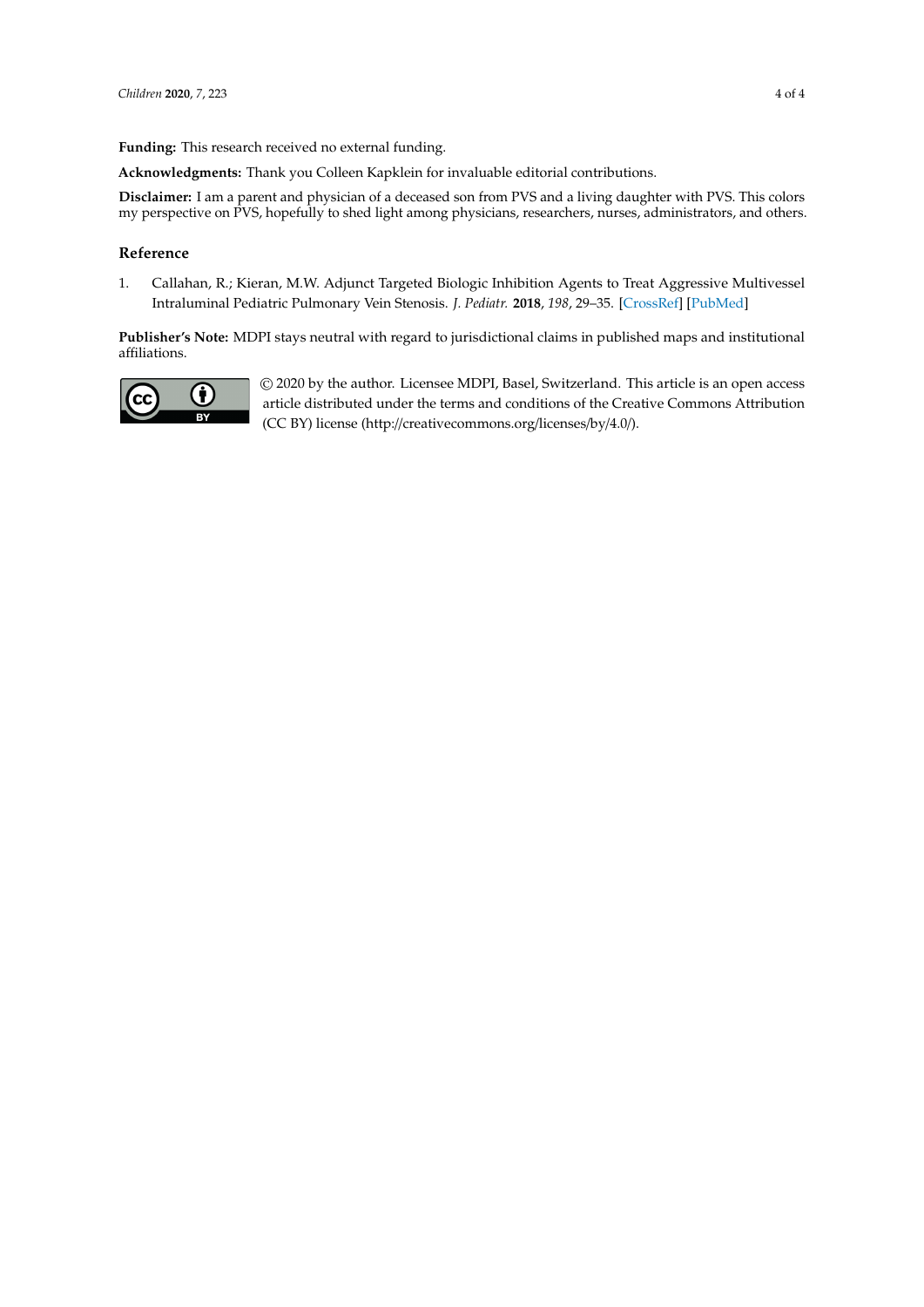**Funding:** This research received no external funding.

**Acknowledgments:** Thank you Colleen Kapklein for invaluable editorial contributions.

**Disclaimer:** I am a parent and physician of a deceased son from PVS and a living daughter with PVS. This colors my perspective on PVS, hopefully to shed light among physicians, researchers, nurses, administrators, and others.

## Reference

1. Callahan, R.; Kieran, M.W. Adjunct Targeted Biologic Inhibition Agents to Treat Aggressive Multivessel Intraluminal Pediatric Pulmonary Vein Stenosis. *J. Pediatr.* **2018**, *198*, 29–35. [CrossRef] [PubMed]

**Publisher's Note:** MDPI stays neutral with regard to jurisdictional claims in published maps and institutional affiliations.

© 2020 by the author. Licensee MDPI, Basel, Switzerland. This article is an open access article distributed under the terms and conditions of the Creative Commons Attribution (CC BY) license (http://creativecommons.org/licenses/by/4.0/).